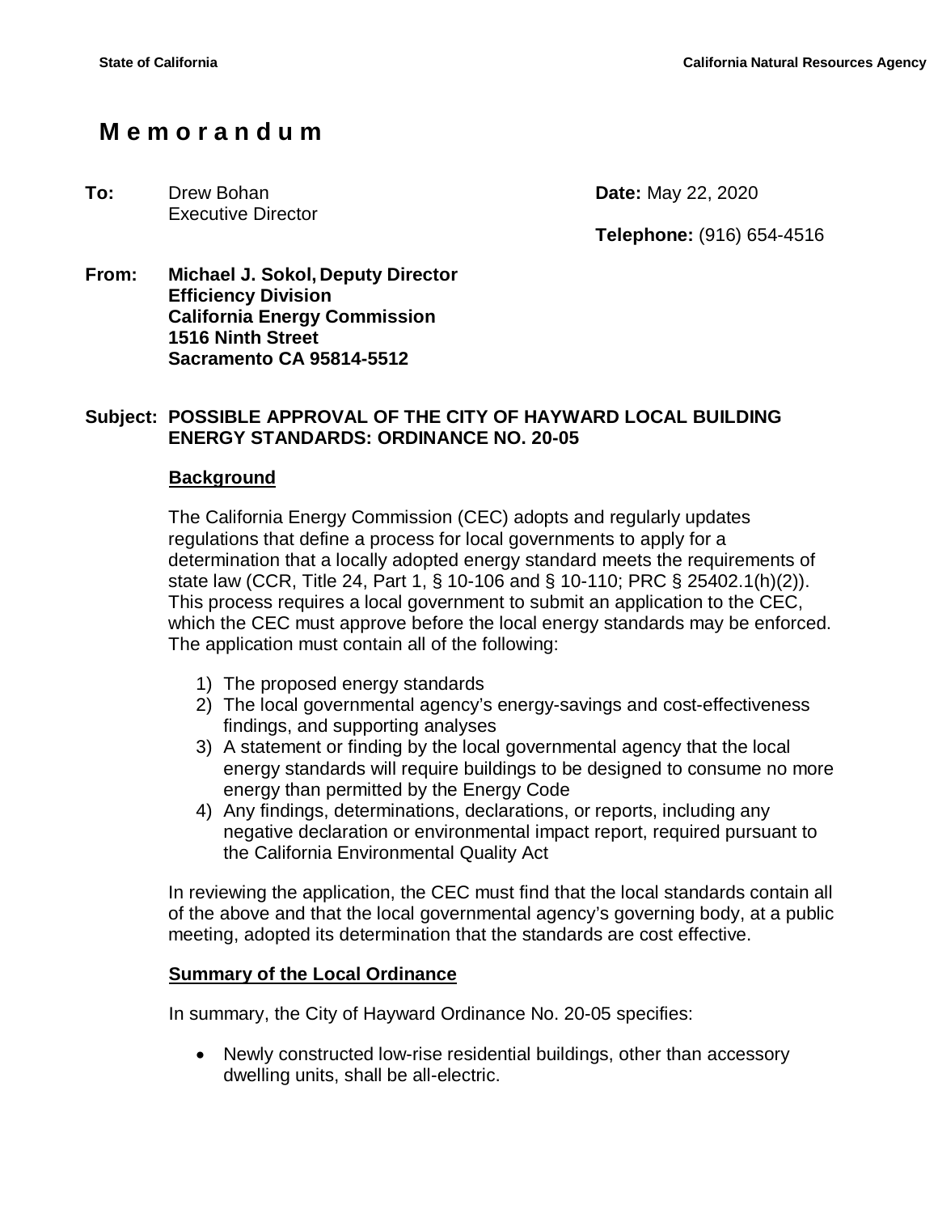State of California California Natural Resources Agency

# Memorandum

**To:** Drew Bohan
Executive Director

**Date:** May 22, 2020

**Telephone:** (916) 654-4516

**From:** **Michael J. Sokol, Deputy Director**
**Efficiency Division**
**California Energy Commission**
**1516 Ninth Street**
**Sacramento CA 95814-5512**

**Subject: POSSIBLE APPROVAL OF THE CITY OF HAYWARD LOCAL BUILDING ENERGY STANDARDS: ORDINANCE NO. 20-05**

## Background

The California Energy Commission (CEC) adopts and regularly updates regulations that define a process for local governments to apply for a determination that a locally adopted energy standard meets the requirements of state law (CCR, Title 24, Part 1, § 10-106 and § 10-110; PRC § 25402.1(h)(2)). This process requires a local government to submit an application to the CEC, which the CEC must approve before the local energy standards may be enforced. The application must contain all of the following:

1) The proposed energy standards
2) The local governmental agency's energy-savings and cost-effectiveness findings, and supporting analyses
3) A statement or finding by the local governmental agency that the local energy standards will require buildings to be designed to consume no more energy than permitted by the Energy Code
4) Any findings, determinations, declarations, or reports, including any negative declaration or environmental impact report, required pursuant to the California Environmental Quality Act

In reviewing the application, the CEC must find that the local standards contain all of the above and that the local governmental agency's governing body, at a public meeting, adopted its determination that the standards are cost effective.

## Summary of the Local Ordinance

In summary, the City of Hayward Ordinance No. 20-05 specifies:

- Newly constructed low-rise residential buildings, other than accessory dwelling units, shall be all-electric.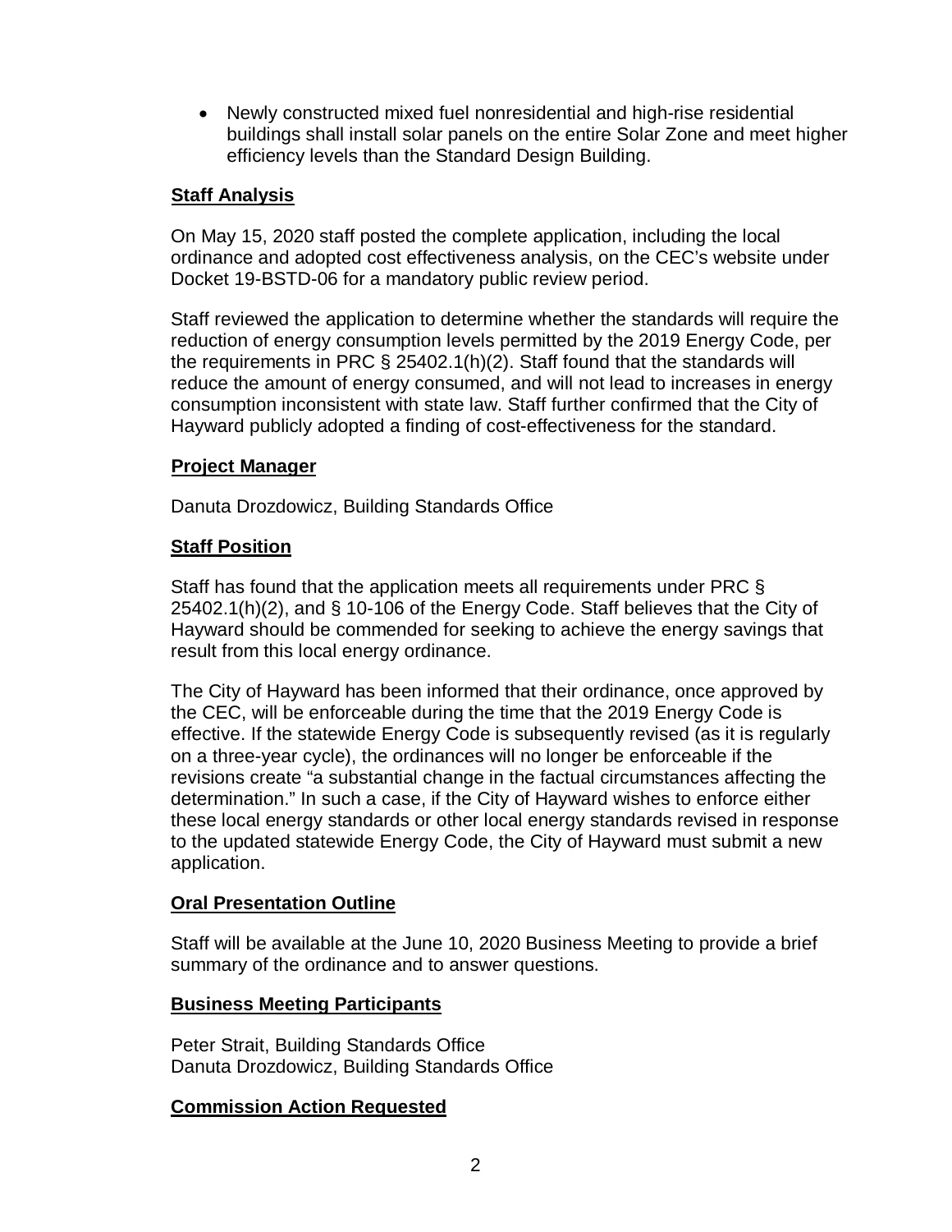- Newly constructed mixed fuel nonresidential and high-rise residential buildings shall install solar panels on the entire Solar Zone and meet higher efficiency levels than the Standard Design Building.

## Staff Analysis

On May 15, 2020 staff posted the complete application, including the local ordinance and adopted cost effectiveness analysis, on the CEC's website under Docket 19-BSTD-06 for a mandatory public review period.

Staff reviewed the application to determine whether the standards will require the reduction of energy consumption levels permitted by the 2019 Energy Code, per the requirements in PRC § 25402.1(h)(2). Staff found that the standards will reduce the amount of energy consumed, and will not lead to increases in energy consumption inconsistent with state law. Staff further confirmed that the City of Hayward publicly adopted a finding of cost-effectiveness for the standard.

## Project Manager

Danuta Drozdowicz, Building Standards Office

## Staff Position

Staff has found that the application meets all requirements under PRC § 25402.1(h)(2), and § 10-106 of the Energy Code. Staff believes that the City of Hayward should be commended for seeking to achieve the energy savings that result from this local energy ordinance.

The City of Hayward has been informed that their ordinance, once approved by the CEC, will be enforceable during the time that the 2019 Energy Code is effective. If the statewide Energy Code is subsequently revised (as it is regularly on a three-year cycle), the ordinances will no longer be enforceable if the revisions create "a substantial change in the factual circumstances affecting the determination." In such a case, if the City of Hayward wishes to enforce either these local energy standards or other local energy standards revised in response to the updated statewide Energy Code, the City of Hayward must submit a new application.

## Oral Presentation Outline

Staff will be available at the June 10, 2020 Business Meeting to provide a brief summary of the ordinance and to answer questions.

## Business Meeting Participants

Peter Strait, Building Standards Office
Danuta Drozdowicz, Building Standards Office

## Commission Action Requested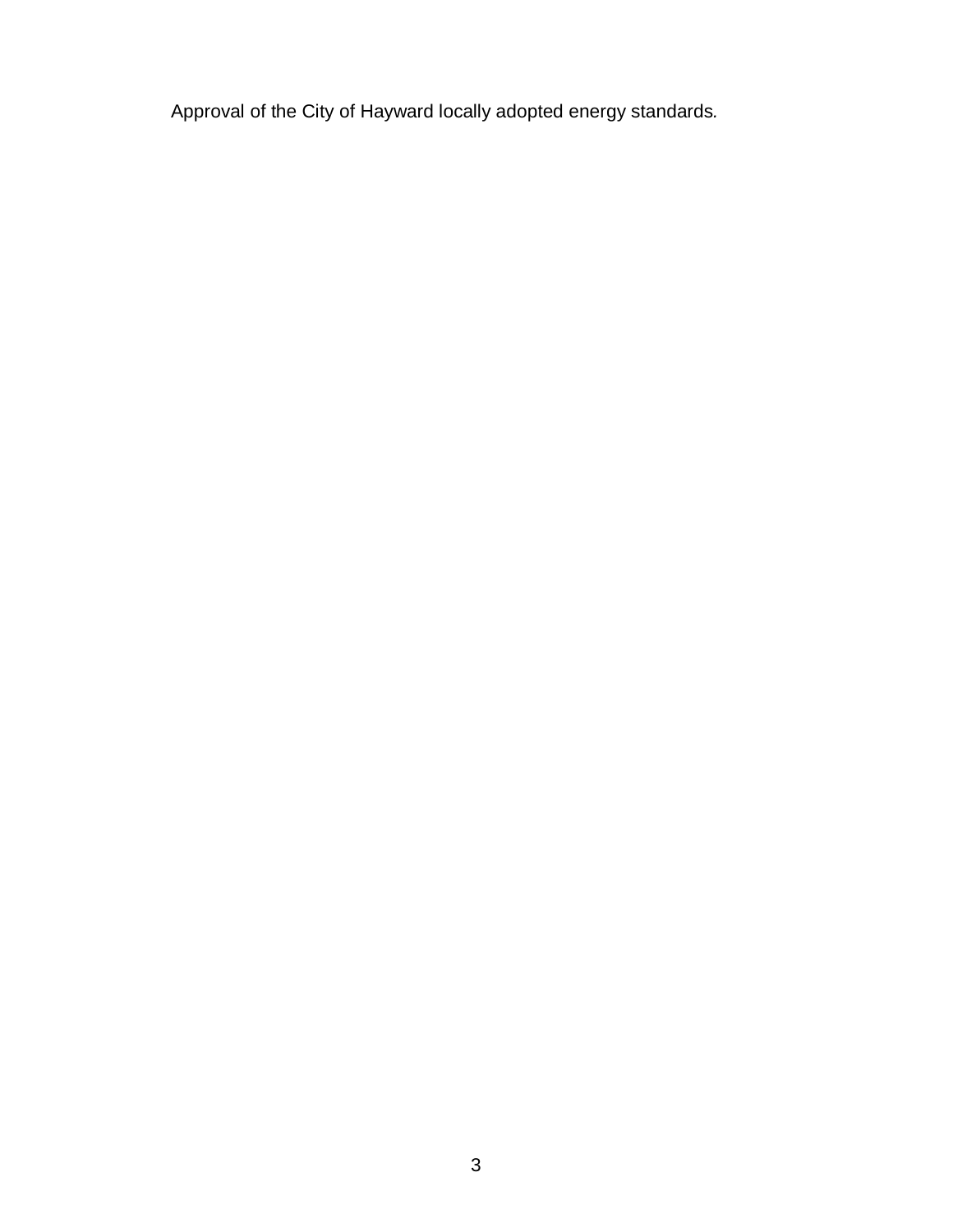Approval of the City of Hayward locally adopted energy standards.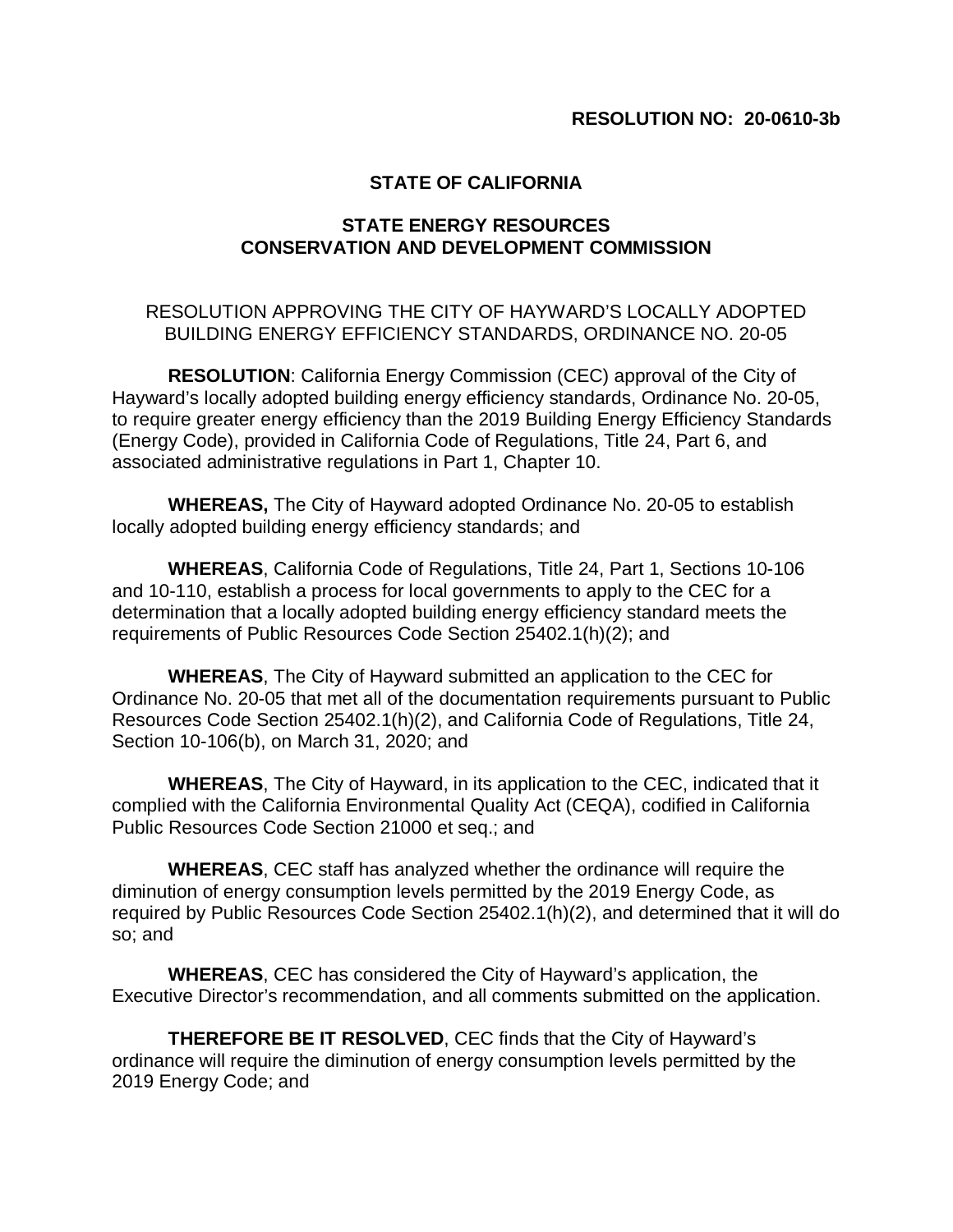**RESOLUTION NO: 20-0610-3b**

**STATE OF CALIFORNIA**

**STATE ENERGY RESOURCES CONSERVATION AND DEVELOPMENT COMMISSION**

RESOLUTION APPROVING THE CITY OF HAYWARD'S LOCALLY ADOPTED BUILDING ENERGY EFFICIENCY STANDARDS, ORDINANCE NO. 20-05

**RESOLUTION**: California Energy Commission (CEC) approval of the City of Hayward's locally adopted building energy efficiency standards, Ordinance No. 20-05, to require greater energy efficiency than the 2019 Building Energy Efficiency Standards (Energy Code), provided in California Code of Regulations, Title 24, Part 6, and associated administrative regulations in Part 1, Chapter 10.

**WHEREAS,** The City of Hayward adopted Ordinance No. 20-05 to establish locally adopted building energy efficiency standards; and

**WHEREAS**, California Code of Regulations, Title 24, Part 1, Sections 10-106 and 10-110, establish a process for local governments to apply to the CEC for a determination that a locally adopted building energy efficiency standard meets the requirements of Public Resources Code Section 25402.1(h)(2); and

**WHEREAS**, The City of Hayward submitted an application to the CEC for Ordinance No. 20-05 that met all of the documentation requirements pursuant to Public Resources Code Section 25402.1(h)(2), and California Code of Regulations, Title 24, Section 10-106(b), on March 31, 2020; and

**WHEREAS**, The City of Hayward, in its application to the CEC, indicated that it complied with the California Environmental Quality Act (CEQA), codified in California Public Resources Code Section 21000 et seq.; and

**WHEREAS**, CEC staff has analyzed whether the ordinance will require the diminution of energy consumption levels permitted by the 2019 Energy Code, as required by Public Resources Code Section 25402.1(h)(2), and determined that it will do so; and

**WHEREAS**, CEC has considered the City of Hayward's application, the Executive Director's recommendation, and all comments submitted on the application.

**THEREFORE BE IT RESOLVED**, CEC finds that the City of Hayward's ordinance will require the diminution of energy consumption levels permitted by the 2019 Energy Code; and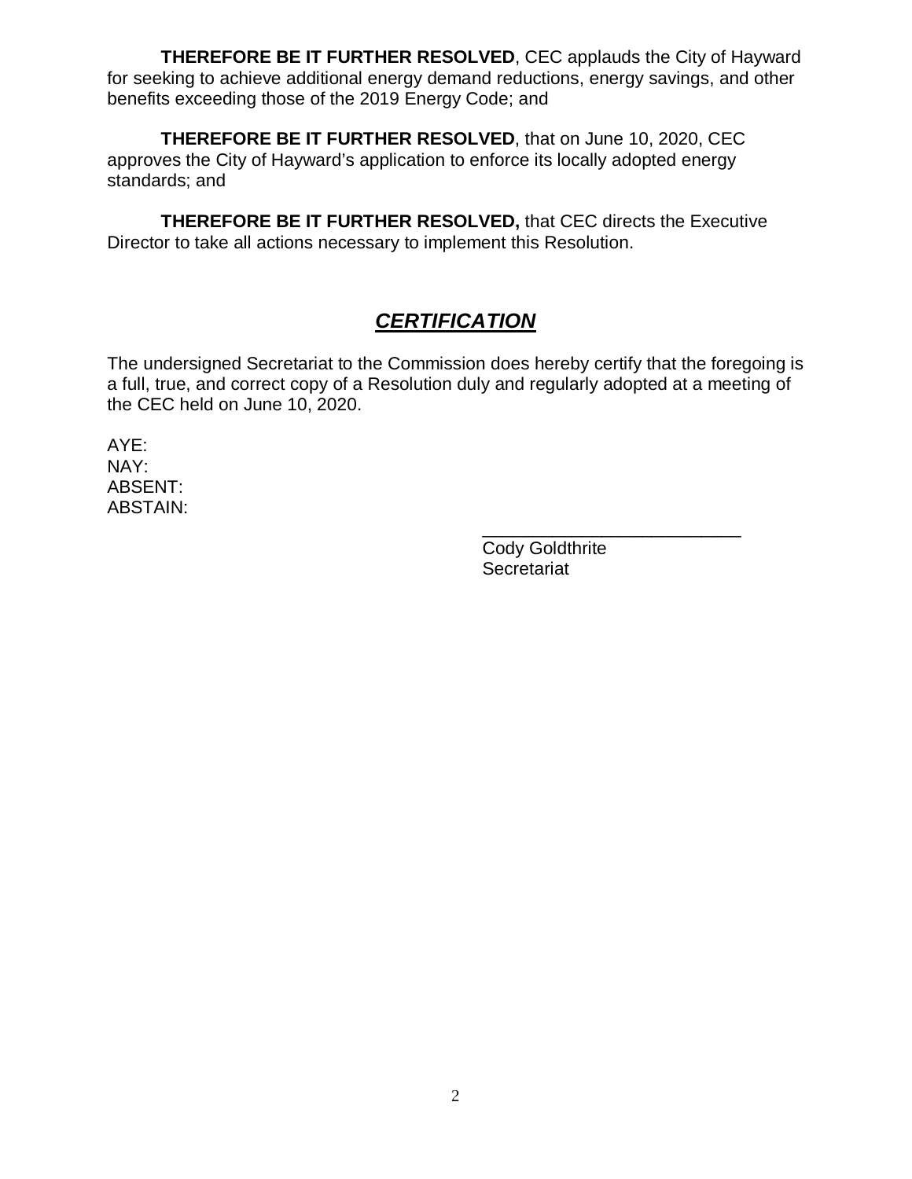**THEREFORE BE IT FURTHER RESOLVED**, CEC applauds the City of Hayward for seeking to achieve additional energy demand reductions, energy savings, and other benefits exceeding those of the 2019 Energy Code; and

**THEREFORE BE IT FURTHER RESOLVED**, that on June 10, 2020, CEC approves the City of Hayward's application to enforce its locally adopted energy standards; and

**THEREFORE BE IT FURTHER RESOLVED,** that CEC directs the Executive Director to take all actions necessary to implement this Resolution.

## ***CERTIFICATION***

The undersigned Secretariat to the Commission does hereby certify that the foregoing is a full, true, and correct copy of a Resolution duly and regularly adopted at a meeting of the CEC held on June 10, 2020.

AYE:
NAY:
ABSENT:
ABSTAIN:

\_\_\_\_\_\_\_\_\_\_\_\_\_\_\_\_\_\_\_\_\_\_\_\_\_\_

Cody Goldthrite
Secretariat